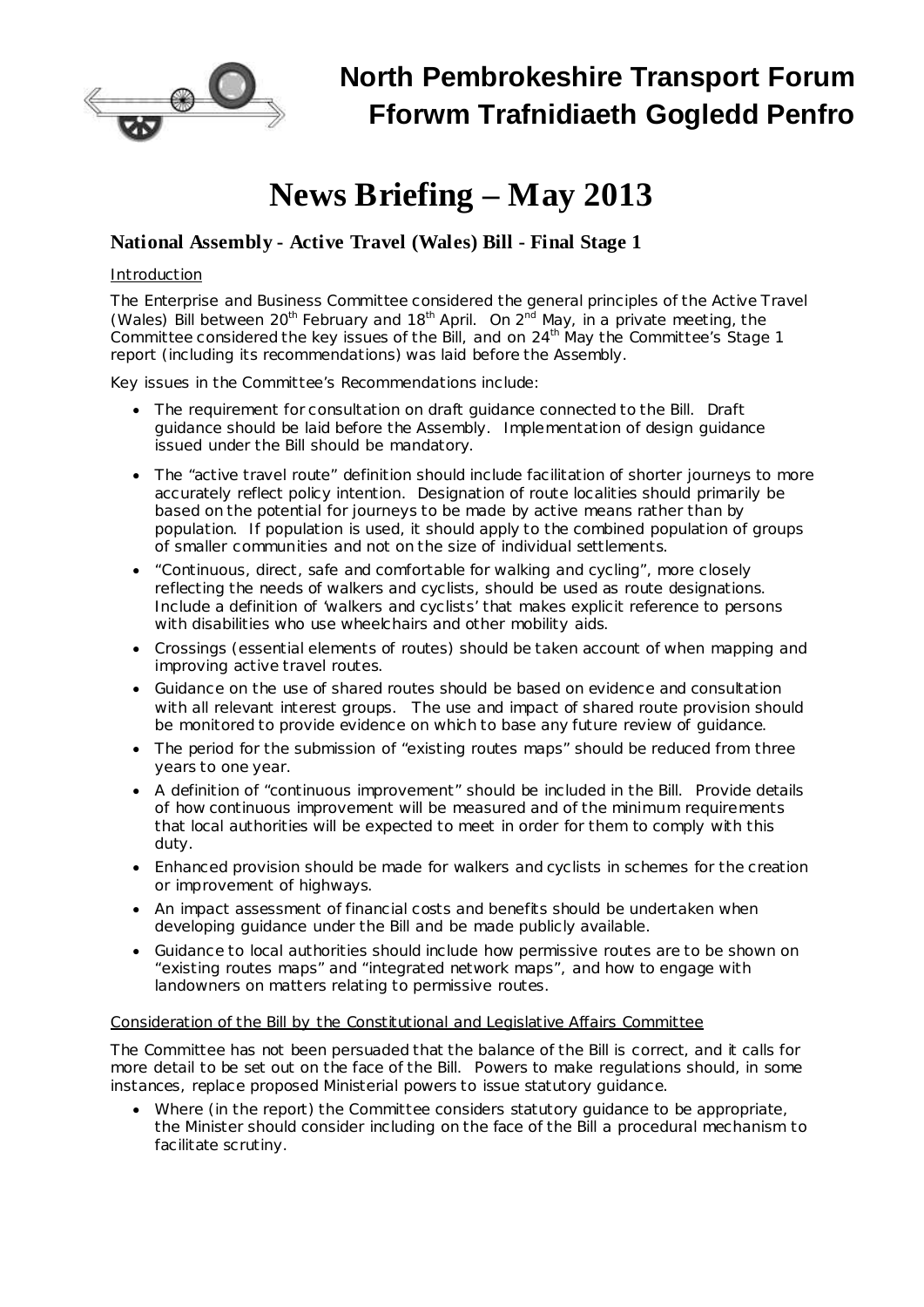# North Pembrokeshire Transport Forum
# Fforwm Trafnidiaeth Gogledd Penfro

# News Briefing – May 2013

## National Assembly - Active Travel (Wales) Bill - Final Stage 1

Introduction

The Enterprise and Business Committee considered the general principles of the Active Travel (Wales) Bill between 20th February and 18th April. On 2nd May, in a private meeting, the Committee considered the key issues of the Bill, and on 24th May the Committee's Stage 1 report (including its recommendations) was laid before the Assembly.

Key issues in the Committee's Recommendations include:

- The requirement for consultation on draft guidance connected to the Bill. Draft guidance should be laid before the Assembly. Implementation of design guidance issued under the Bill should be mandatory.
- The "active travel route" definition should include facilitation of shorter journeys to more accurately reflect policy intention. Designation of route localities should primarily be based on the potential for journeys to be made by active means rather than by population. If population is used, it should apply to the combined population of groups of smaller communities and not on the size of individual settlements.
- "Continuous, direct, safe and comfortable for walking and cycling", more closely reflecting the needs of walkers and cyclists, should be used as route designations. Include a definition of 'walkers and cyclists' that makes explicit reference to persons with disabilities who use wheelchairs and other mobility aids.
- Crossings (essential elements of routes) should be taken account of when mapping and improving active travel routes.
- Guidance on the use of shared routes should be based on evidence and consultation with all relevant interest groups. The use and impact of shared route provision should be monitored to provide evidence on which to base any future review of guidance.
- The period for the submission of "existing routes maps" should be reduced from three years to one year.
- A definition of "continuous improvement" should be included in the Bill. Provide details of how continuous improvement will be measured and of the minimum requirements that local authorities will be expected to meet in order for them to comply with this duty.
- Enhanced provision should be made for walkers and cyclists in schemes for the creation or improvement of highways.
- An impact assessment of financial costs and benefits should be undertaken when developing guidance under the Bill and be made publicly available.
- Guidance to local authorities should include how permissive routes are to be shown on "existing routes maps" and "integrated network maps", and how to engage with landowners on matters relating to permissive routes.

Consideration of the Bill by the Constitutional and Legislative Affairs Committee

The Committee has not been persuaded that the balance of the Bill is correct, and it calls for more detail to be set out on the face of the Bill. Powers to make regulations should, in some instances, replace proposed Ministerial powers to issue statutory guidance.

- Where (in the report) the Committee considers statutory guidance to be appropriate, the Minister should consider including on the face of the Bill a procedural mechanism to facilitate scrutiny.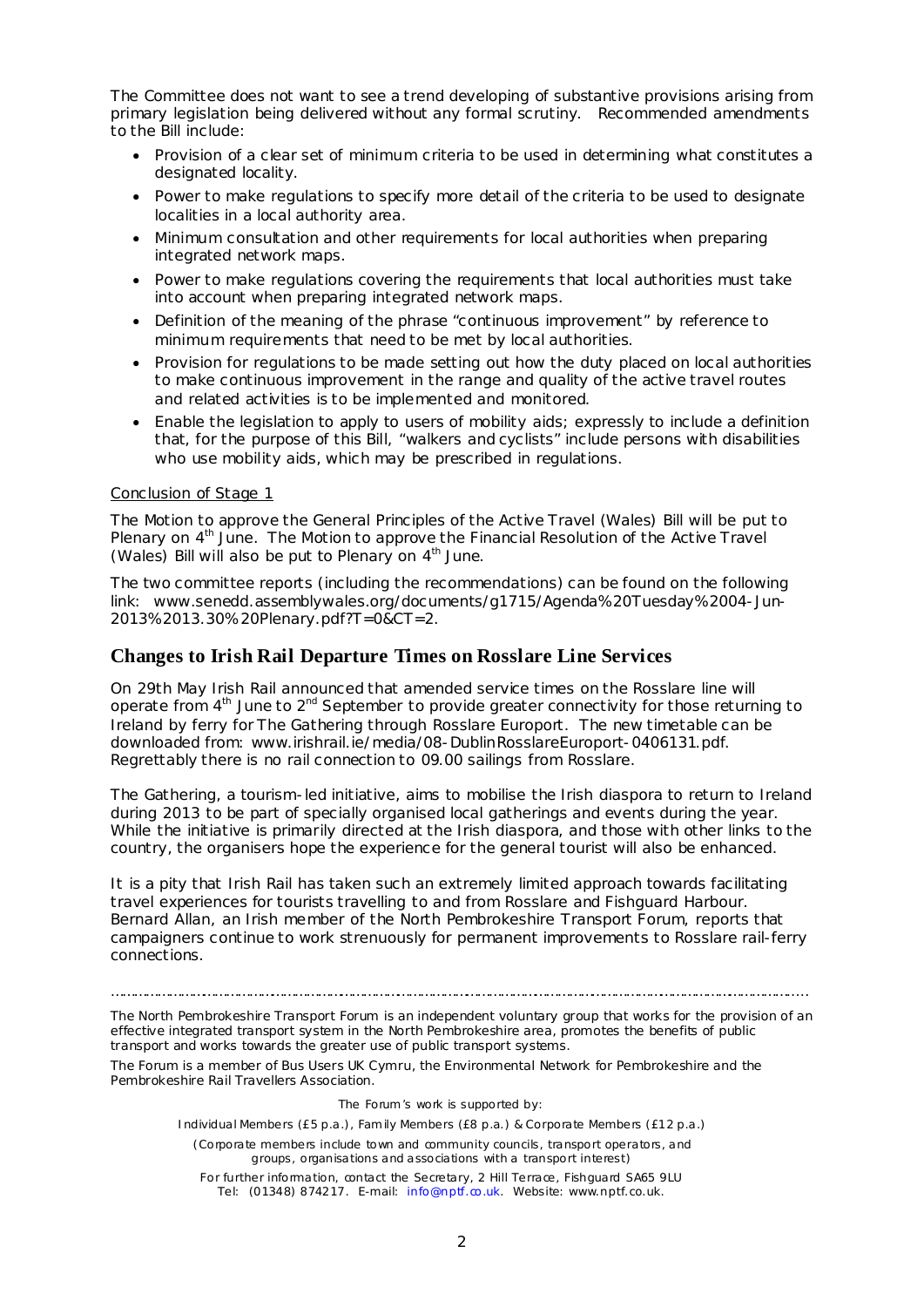The Committee does not want to see a trend developing of substantive provisions arising from primary legislation being delivered without any formal scrutiny. Recommended amendments to the Bill include:

- Provision of a clear set of minimum criteria to be used in determining what constitutes a designated locality.
- Power to make regulations to specify more detail of the criteria to be used to designate localities in a local authority area.
- Minimum consultation and other requirements for local authorities when preparing integrated network maps.
- Power to make regulations covering the requirements that local authorities must take into account when preparing integrated network maps.
- Definition of the meaning of the phrase "continuous improvement" by reference to minimum requirements that need to be met by local authorities.
- Provision for regulations to be made setting out how the duty placed on local authorities to make continuous improvement in the range and quality of the active travel routes and related activities is to be implemented and monitored.
- Enable the legislation to apply to users of mobility aids; expressly to include a definition that, for the purpose of this Bill, "walkers and cyclists" include persons with disabilities who use mobility aids, which may be prescribed in regulations.

Conclusion of Stage 1

The Motion to approve the General Principles of the Active Travel (Wales) Bill will be put to Plenary on 4th June. The Motion to approve the Financial Resolution of the Active Travel (Wales) Bill will also be put to Plenary on 4th June.

The two committee reports (including the recommendations) can be found on the following link: www.senedd.assemblywales.org/documents/g1715/Agenda%20Tuesday%2004-Jun-2013%2013.30%20Plenary.pdf?T=0&CT=2.

## Changes to Irish Rail Departure Times on Rosslare Line Services

On 29th May Irish Rail announced that amended service times on the Rosslare line will operate from 4th June to 2nd September to provide greater connectivity for those returning to Ireland by ferry for The Gathering through Rosslare Europort. The new timetable can be downloaded from: www.irishrail.ie/media/08-DublinRosslareEuroport-0406131.pdf. Regrettably there is no rail connection to 09.00 sailings from Rosslare.

The Gathering, a tourism-led initiative, aims to mobilise the Irish diaspora to return to Ireland during 2013 to be part of specially organised local gatherings and events during the year. While the initiative is primarily directed at the Irish diaspora, and those with other links to the country, the organisers hope the experience for the general tourist will also be enhanced.

It is a pity that Irish Rail has taken such an extremely limited approach towards facilitating travel experiences for tourists travelling to and from Rosslare and Fishguard Harbour. Bernard Allan, an Irish member of the North Pembrokeshire Transport Forum, reports that campaigners continue to work strenuously for permanent improvements to Rosslare rail-ferry connections.

---

*The North Pembrokeshire Transport Forum is an independent voluntary group that works for the provision of an effective integrated transport system in the North Pembrokeshire area, promotes the benefits of public transport and works towards the greater use of public transport systems.*

*The Forum is a member of Bus Users UK Cymru, the Environmental Network for Pembrokeshire and the Pembrokeshire Rail Travellers Association.*

*The Forum's work is supported by:*

*Individual Members (£5 p.a.), Family Members (£8 p.a.) & Corporate Members (£12 p.a.)*

*(Corporate members include town and community councils, transport operators, and groups, organisations and associations with a transport interest)*

*For further information, contact the Secretary, 2 Hill Terrace, Fishguard SA65 9LU Tel: (01348) 874217. E-mail: info@nptf.co.uk. Website: www.nptf.co.uk.*